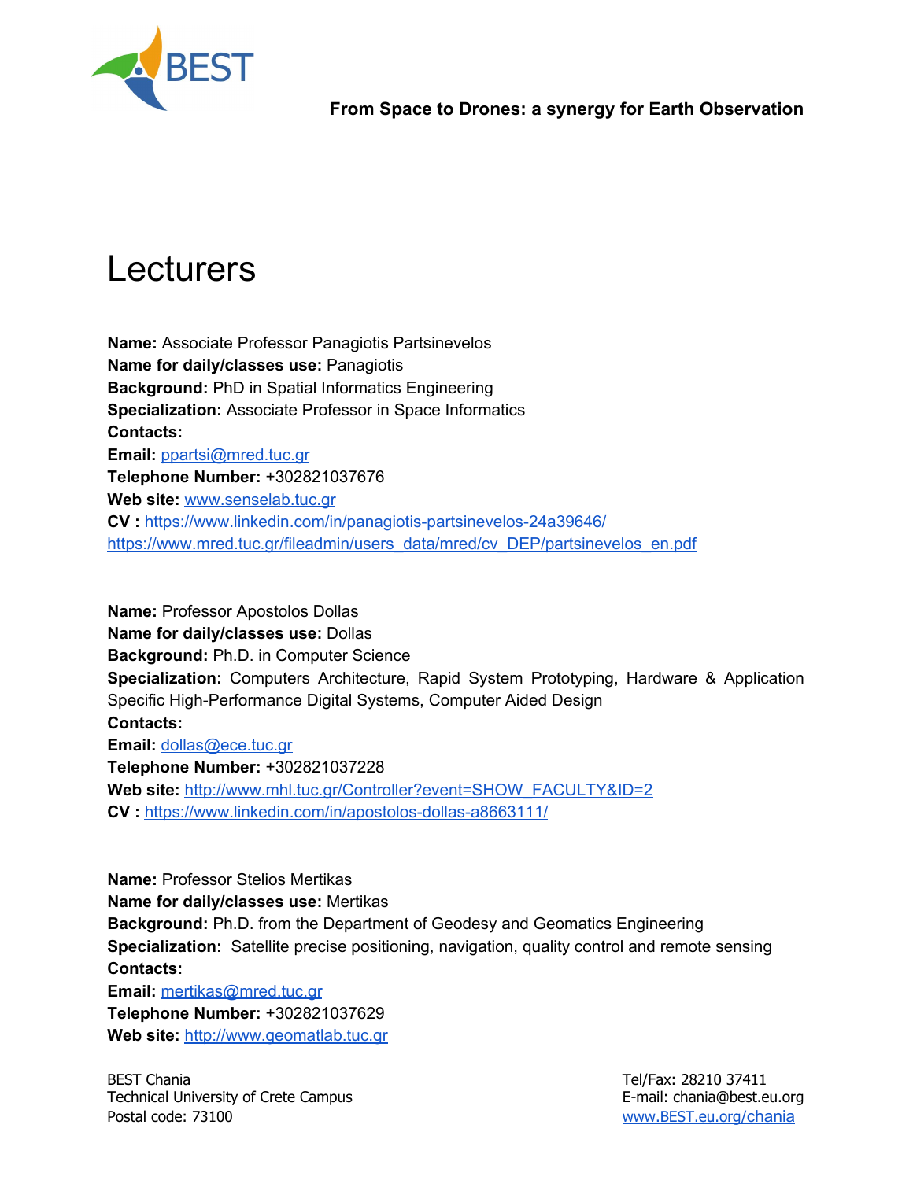# Lecturers

**Name:** Associate Professor Panagiotis Partsinevelos
**Name for daily/classes use:** Panagiotis
**Background:** PhD in Spatial Informatics Engineering
**Specialization:** Associate Professor in Space Informatics
**Contacts:**
**Email:** ppartsi@mred.tuc.gr
**Telephone Number:** +302821037676
**Web site:** www.senselab.tuc.gr
**CV :** https://www.linkedin.com/in/panagiotis-partsinevelos-24a39646/
https://www.mred.tuc.gr/fileadmin/users_data/mred/cv_DEP/partsinevelos_en.pdf

**Name:** Professor Apostolos Dollas
**Name for daily/classes use:** Dollas
**Background:** Ph.D. in Computer Science
**Specialization:** Computers Architecture, Rapid System Prototyping, Hardware & Application Specific High-Performance Digital Systems, Computer Aided Design
**Contacts:**
**Email:** dollas@ece.tuc.gr
**Telephone Number:** +302821037228
**Web site:** http://www.mhl.tuc.gr/Controller?event=SHOW_FACULTY&ID=2
**CV :** https://www.linkedin.com/in/apostolos-dollas-a8663111/

**Name:** Professor Stelios Mertikas
**Name for daily/classes use:** Mertikas
**Background:** Ph.D. from the Department of Geodesy and Geomatics Engineering
**Specialization:** Satellite precise positioning, navigation, quality control and remote sensing
**Contacts:**
**Email:** mertikas@mred.tuc.gr
**Telephone Number:** +302821037629
**Web site:** http://www.geomatlab.tuc.gr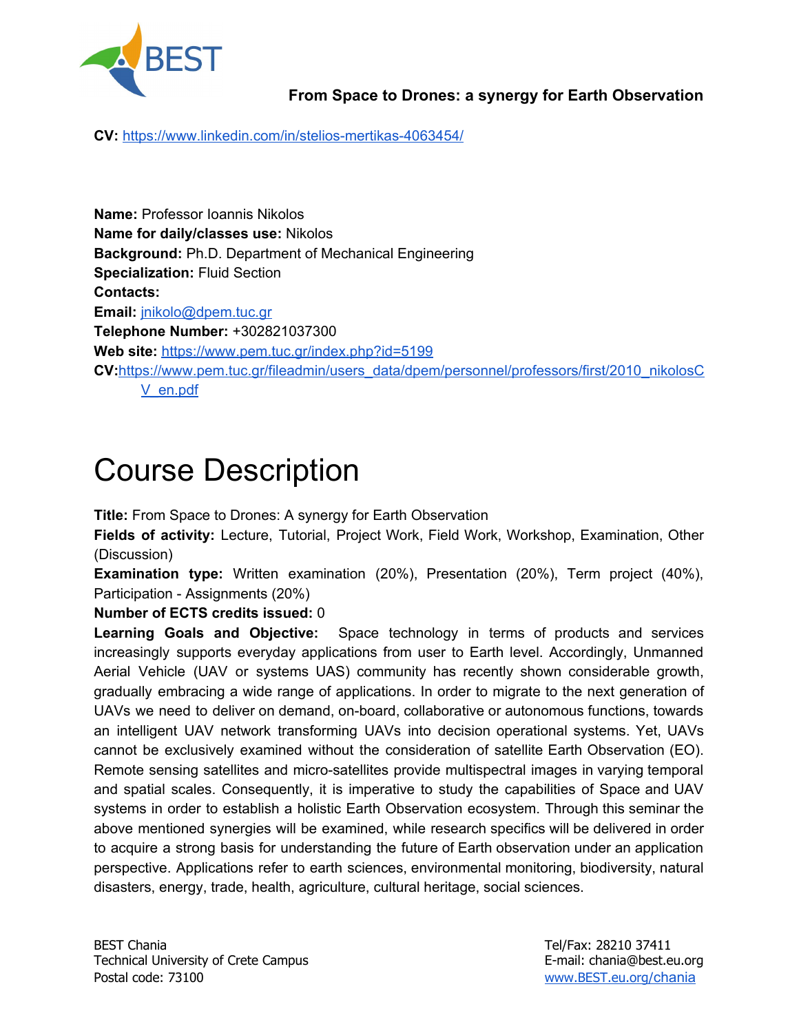**CV:** https://www.linkedin.com/in/stelios-mertikas-4063454/

**Name:** Professor Ioannis Nikolos
**Name for daily/classes use:** Nikolos
**Background:** Ph.D. Department of Mechanical Engineering
**Specialization:** Fluid Section
**Contacts:**
**Email:** jnikolo@dpem.tuc.gr
**Telephone Number:** +302821037300
**Web site:** https://www.pem.tuc.gr/index.php?id=5199
**CV:** https://www.pem.tuc.gr/fileadmin/users_data/dpem/personnel/professors/first/2010_nikolosCV_en.pdf

# Course Description

**Title:** From Space to Drones: A synergy for Earth Observation
**Fields of activity:** Lecture, Tutorial, Project Work, Field Work, Workshop, Examination, Other (Discussion)
**Examination type:** Written examination (20%), Presentation (20%), Term project (40%), Participation - Assignments (20%)
**Number of ECTS credits issued:** 0
**Learning Goals and Objective:** Space technology in terms of products and services increasingly supports everyday applications from user to Earth level. Accordingly, Unmanned Aerial Vehicle (UAV or systems UAS) community has recently shown considerable growth, gradually embracing a wide range of applications. In order to migrate to the next generation of UAVs we need to deliver on demand, on-board, collaborative or autonomous functions, towards an intelligent UAV network transforming UAVs into decision operational systems. Yet, UAVs cannot be exclusively examined without the consideration of satellite Earth Observation (EO). Remote sensing satellites and micro-satellites provide multispectral images in varying temporal and spatial scales. Consequently, it is imperative to study the capabilities of Space and UAV systems in order to establish a holistic Earth Observation ecosystem. Through this seminar the above mentioned synergies will be examined, while research specifics will be delivered in order to acquire a strong basis for understanding the future of Earth observation under an application perspective. Applications refer to earth sciences, environmental monitoring, biodiversity, natural disasters, energy, trade, health, agriculture, cultural heritage, social sciences.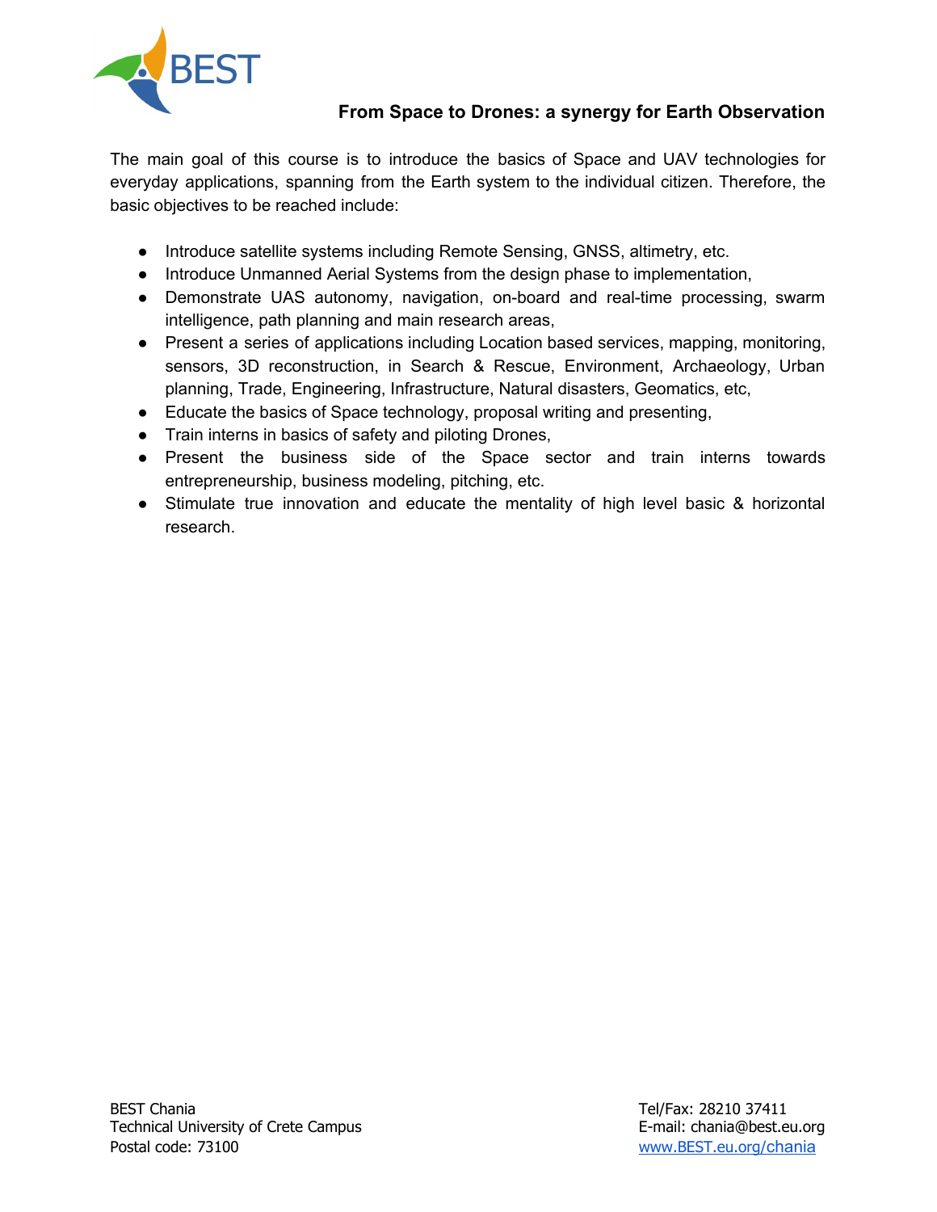## From Space to Drones: a synergy for Earth Observation

The main goal of this course is to introduce the basics of Space and UAV technologies for everyday applications, spanning from the Earth system to the individual citizen. Therefore, the basic objectives to be reached include:

- Introduce satellite systems including Remote Sensing, GNSS, altimetry, etc.
- Introduce Unmanned Aerial Systems from the design phase to implementation,
- Demonstrate UAS autonomy, navigation, on-board and real-time processing, swarm intelligence, path planning and main research areas,
- Present a series of applications including Location based services, mapping, monitoring, sensors, 3D reconstruction, in Search & Rescue, Environment, Archaeology, Urban planning, Trade, Engineering, Infrastructure, Natural disasters, Geomatics, etc,
- Educate the basics of Space technology, proposal writing and presenting,
- Train interns in basics of safety and piloting Drones,
- Present the business side of the Space sector and train interns towards entrepreneurship, business modeling, pitching, etc.
- Stimulate true innovation and educate the mentality of high level basic & horizontal research.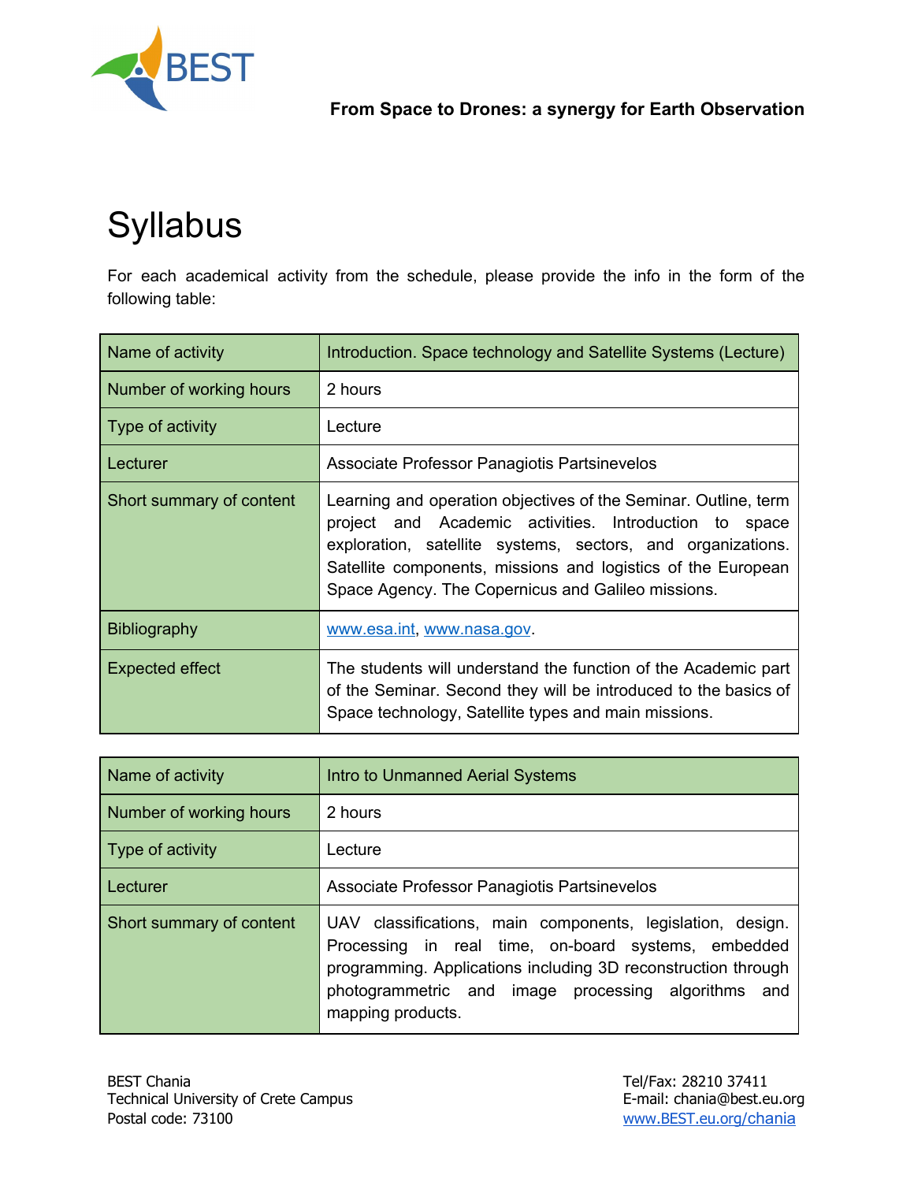# Syllabus

For each academical activity from the schedule, please provide the info in the form of the following table:

| Name of activity | Introduction. Space technology and Satellite Systems (Lecture) |
|---|---|
| Number of working hours | 2 hours |
| Type of activity | Lecture |
| Lecturer | Associate Professor Panagiotis Partsinevelos |
| Short summary of content | Learning and operation objectives of the Seminar. Outline, term project and Academic activities. Introduction to space exploration, satellite systems, sectors, and organizations. Satellite components, missions and logistics of the European Space Agency. The Copernicus and Galileo missions. |
| Bibliography | www.esa.int, www.nasa.gov. |
| Expected effect | The students will understand the function of the Academic part of the Seminar. Second they will be introduced to the basics of Space technology, Satellite types and main missions. |

| Name of activity | Intro to Unmanned Aerial Systems |
|---|---|
| Number of working hours | 2 hours |
| Type of activity | Lecture |
| Lecturer | Associate Professor Panagiotis Partsinevelos |
| Short summary of content | UAV classifications, main components, legislation, design. Processing in real time, on-board systems, embedded programming. Applications including 3D reconstruction through photogrammetric and image processing algorithms and mapping products. |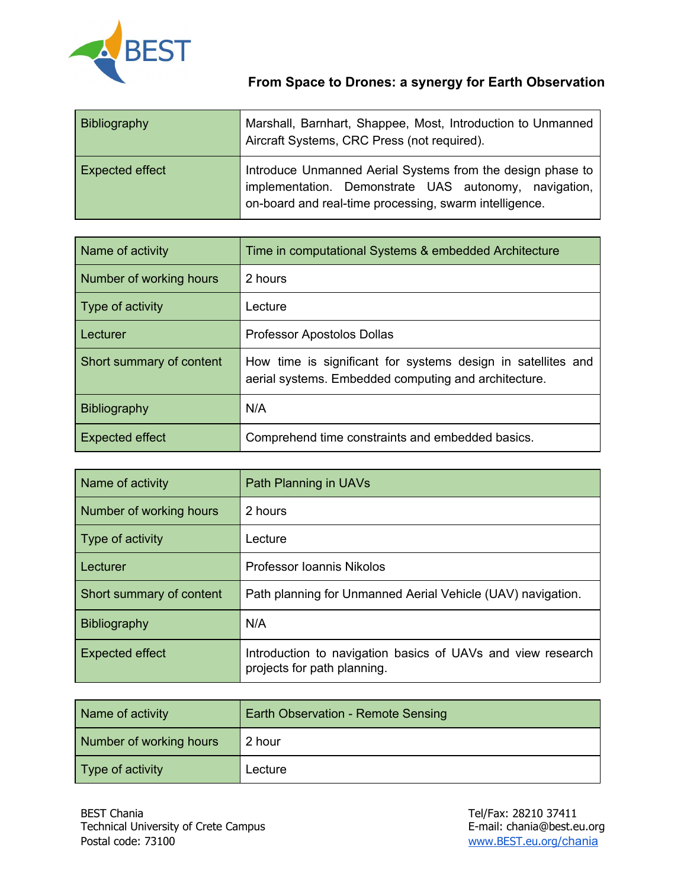| Bibliography | Marshall, Barnhart, Shappee, Most, Introduction to Unmanned Aircraft Systems, CRC Press (not required). |
|---|---|
| Expected effect | Introduce Unmanned Aerial Systems from the design phase to implementation. Demonstrate UAS autonomy, navigation, on-board and real-time processing, swarm intelligence. |

| Name of activity | Time in computational Systems & embedded Architecture |
|---|---|
| Number of working hours | 2 hours |
| Type of activity | Lecture |
| Lecturer | Professor Apostolos Dollas |
| Short summary of content | How time is significant for systems design in satellites and aerial systems. Embedded computing and architecture. |
| Bibliography | N/A |
| Expected effect | Comprehend time constraints and embedded basics. |

| Name of activity | Path Planning in UAVs |
|---|---|
| Number of working hours | 2 hours |
| Type of activity | Lecture |
| Lecturer | Professor Ioannis Nikolos |
| Short summary of content | Path planning for Unmanned Aerial Vehicle (UAV) navigation. |
| Bibliography | N/A |
| Expected effect | Introduction to navigation basics of UAVs and view research projects for path planning. |

| Name of activity | Earth Observation - Remote Sensing |
|---|---|
| Number of working hours | 2 hour |
| Type of activity | Lecture |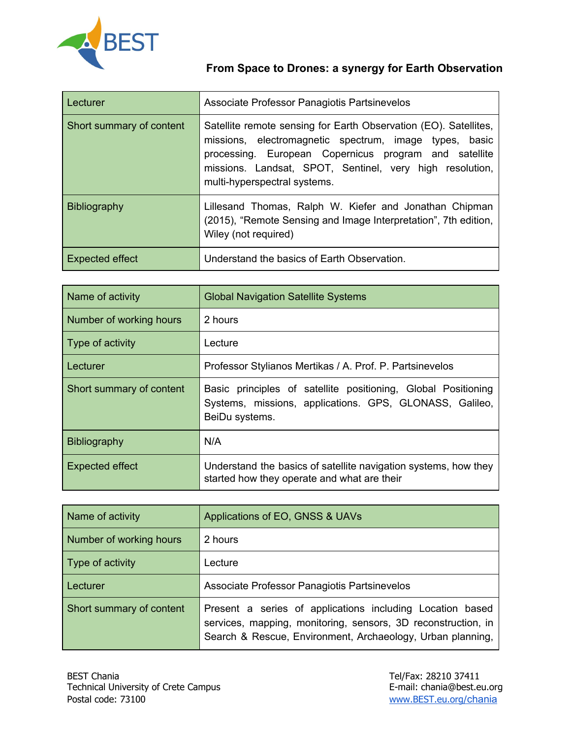## From Space to Drones: a synergy for Earth Observation

| | |
|---|---|
| Lecturer | Associate Professor Panagiotis Partsinevelos |
| Short summary of content | Satellite remote sensing for Earth Observation (EO). Satellites, missions, electromagnetic spectrum, image types, basic processing. European Copernicus program and satellite missions. Landsat, SPOT, Sentinel, very high resolution, multi-hyperspectral systems. |
| Bibliography | Lillesand Thomas, Ralph W. Kiefer and Jonathan Chipman (2015), "Remote Sensing and Image Interpretation", 7th edition, Wiley (not required) |
| Expected effect | Understand the basics of Earth Observation. |

| Name of activity | Global Navigation Satellite Systems |
|---|---|
| Number of working hours | 2 hours |
| Type of activity | Lecture |
| Lecturer | Professor Stylianos Mertikas / A. Prof. P. Partsinevelos |
| Short summary of content | Basic principles of satellite positioning, Global Positioning Systems, missions, applications. GPS, GLONASS, Galileo, BeiDu systems. |
| Bibliography | N/A |
| Expected effect | Understand the basics of satellite navigation systems, how they started how they operate and what are their |

| Name of activity | Applications of EO, GNSS & UAVs |
|---|---|
| Number of working hours | 2 hours |
| Type of activity | Lecture |
| Lecturer | Associate Professor Panagiotis Partsinevelos |
| Short summary of content | Present a series of applications including Location based services, mapping, monitoring, sensors, 3D reconstruction, in Search & Rescue, Environment, Archaeology, Urban planning, |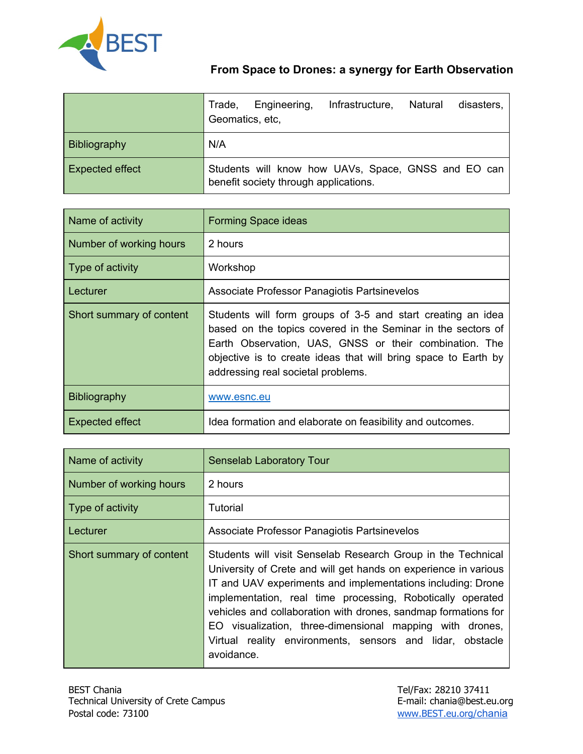| | Trade, Engineering, Infrastructure, Natural disasters, Geomatics, etc, |
|---|---|
| Bibliography | N/A |
| Expected effect | Students will know how UAVs, Space, GNSS and EO can benefit society through applications. |

| Name of activity | Forming Space ideas |
|---|---|
| Number of working hours | 2 hours |
| Type of activity | Workshop |
| Lecturer | Associate Professor Panagiotis Partsinevelos |
| Short summary of content | Students will form groups of 3-5 and start creating an idea based on the topics covered in the Seminar in the sectors of Earth Observation, UAS, GNSS or their combination. The objective is to create ideas that will bring space to Earth by addressing real societal problems. |
| Bibliography | [www.esnc.eu](http://www.esnc.eu) |
| Expected effect | Idea formation and elaborate on feasibility and outcomes. |

| Name of activity | Senselab Laboratory Tour |
|---|---|
| Number of working hours | 2 hours |
| Type of activity | Tutorial |
| Lecturer | Associate Professor Panagiotis Partsinevelos |
| Short summary of content | Students will visit Senselab Research Group in the Technical University of Crete and will get hands on experience in various IT and UAV experiments and implementations including: Drone implementation, real time processing, Robotically operated vehicles and collaboration with drones, sandmap formations for EO visualization, three-dimensional mapping with drones, Virtual reality environments, sensors and lidar, obstacle avoidance. |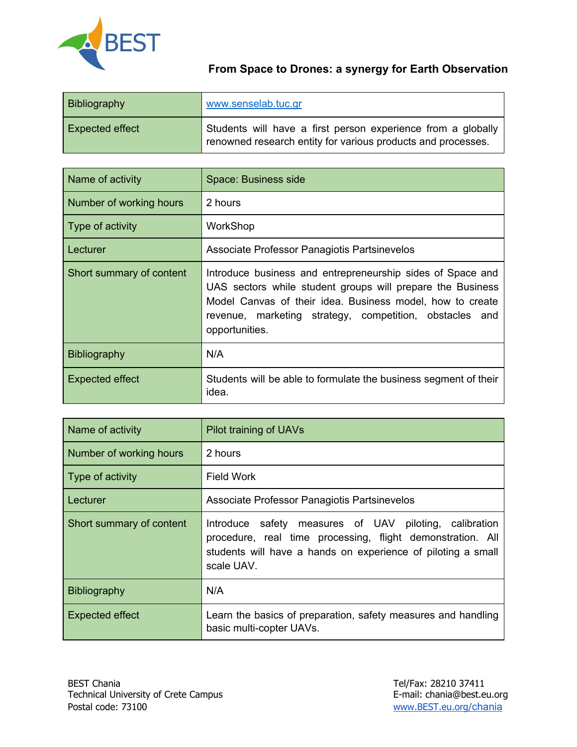| Bibliography | www.senselab.tuc.gr |
|---|---|
| Expected effect | Students will have a first person experience from a globally renowned research entity for various products and processes. |

| Name of activity | Space: Business side |
|---|---|
| Number of working hours | 2 hours |
| Type of activity | WorkShop |
| Lecturer | Associate Professor Panagiotis Partsinevelos |
| Short summary of content | Introduce business and entrepreneurship sides of Space and UAS sectors while student groups will prepare the Business Model Canvas of their idea. Business model, how to create revenue, marketing strategy, competition, obstacles and opportunities. |
| Bibliography | N/A |
| Expected effect | Students will be able to formulate the business segment of their idea. |

| Name of activity | Pilot training of UAVs |
|---|---|
| Number of working hours | 2 hours |
| Type of activity | Field Work |
| Lecturer | Associate Professor Panagiotis Partsinevelos |
| Short summary of content | Introduce safety measures of UAV piloting, calibration procedure, real time processing, flight demonstration. All students will have a hands on experience of piloting a small scale UAV. |
| Bibliography | N/A |
| Expected effect | Learn the basics of preparation, safety measures and handling basic multi-copter UAVs. |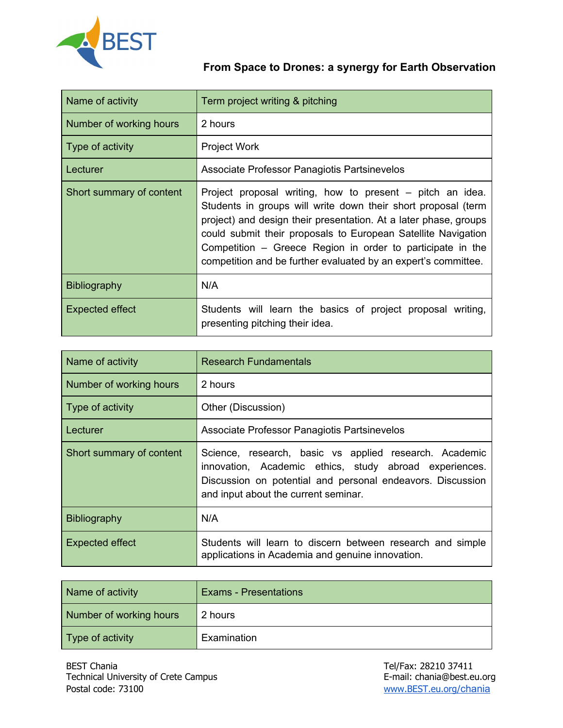From Space to Drones: a synergy for Earth Observation

| Name of activity | Term project writing & pitching |
|---|---|
| Number of working hours | 2 hours |
| Type of activity | Project Work |
| Lecturer | Associate Professor Panagiotis Partsinevelos |
| Short summary of content | Project proposal writing, how to present – pitch an idea. Students in groups will write down their short proposal (term project) and design their presentation. At a later phase, groups could submit their proposals to European Satellite Navigation Competition – Greece Region in order to participate in the competition and be further evaluated by an expert's committee. |
| Bibliography | N/A |
| Expected effect | Students will learn the basics of project proposal writing, presenting pitching their idea. |

| Name of activity | Research Fundamentals |
|---|---|
| Number of working hours | 2 hours |
| Type of activity | Other (Discussion) |
| Lecturer | Associate Professor Panagiotis Partsinevelos |
| Short summary of content | Science, research, basic vs applied research. Academic innovation, Academic ethics, study abroad experiences. Discussion on potential and personal endeavors. Discussion and input about the current seminar. |
| Bibliography | N/A |
| Expected effect | Students will learn to discern between research and simple applications in Academia and genuine innovation. |

| Name of activity | Exams - Presentations |
|---|---|
| Number of working hours | 2 hours |
| Type of activity | Examination |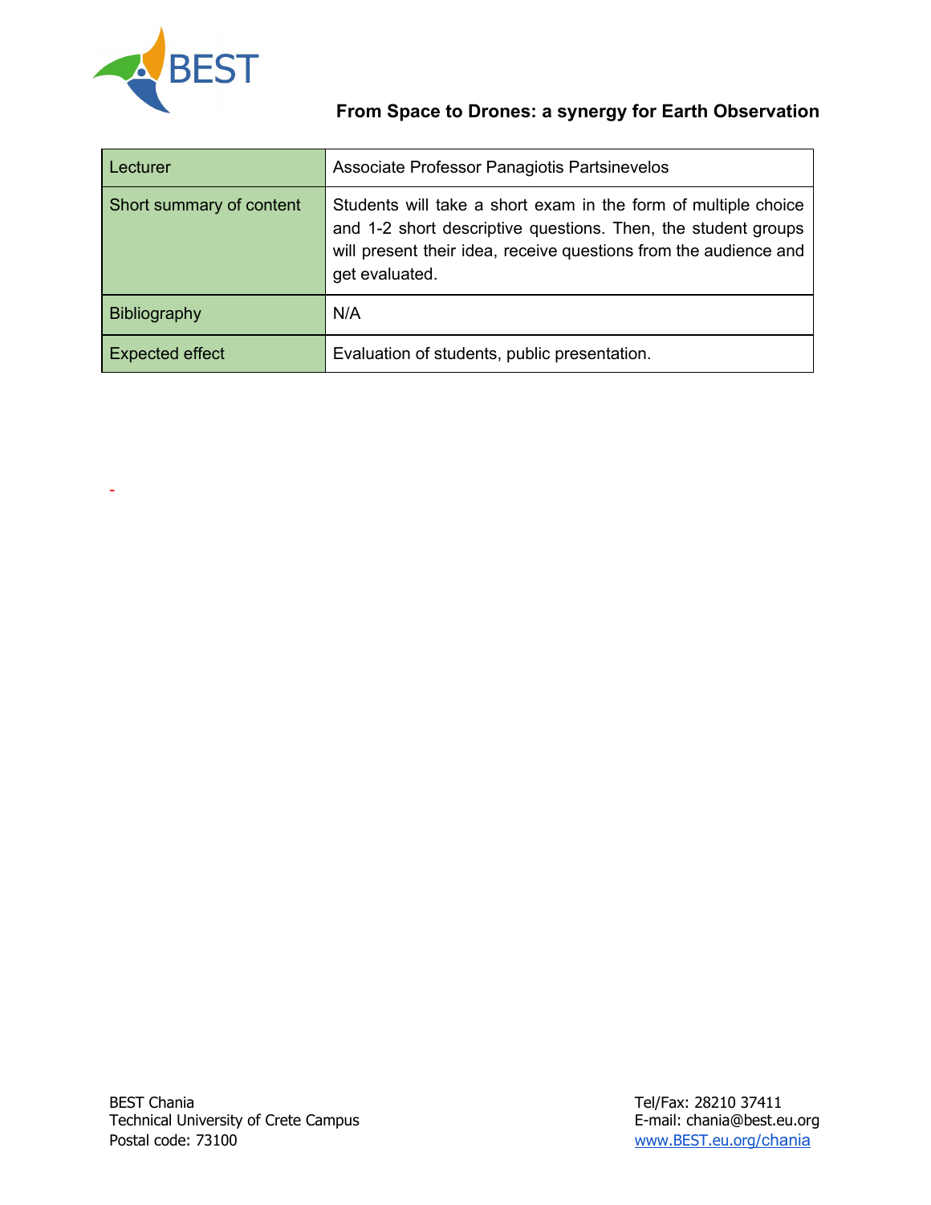**From Space to Drones: a synergy for Earth Observation**

| Lecturer | Associate Professor Panagiotis Partsinevelos |
|---|---|
| Short summary of content | Students will take a short exam in the form of multiple choice and 1-2 short descriptive questions. Then, the student groups will present their idea, receive questions from the audience and get evaluated. |
| Bibliography | N/A |
| Expected effect | Evaluation of students, public presentation. |

-

BEST Chania
Technical University of Crete Campus
Postal code: 73100

Tel/Fax: 28210 37411
E-mail: chania@best.eu.org
www.BEST.eu.org/chania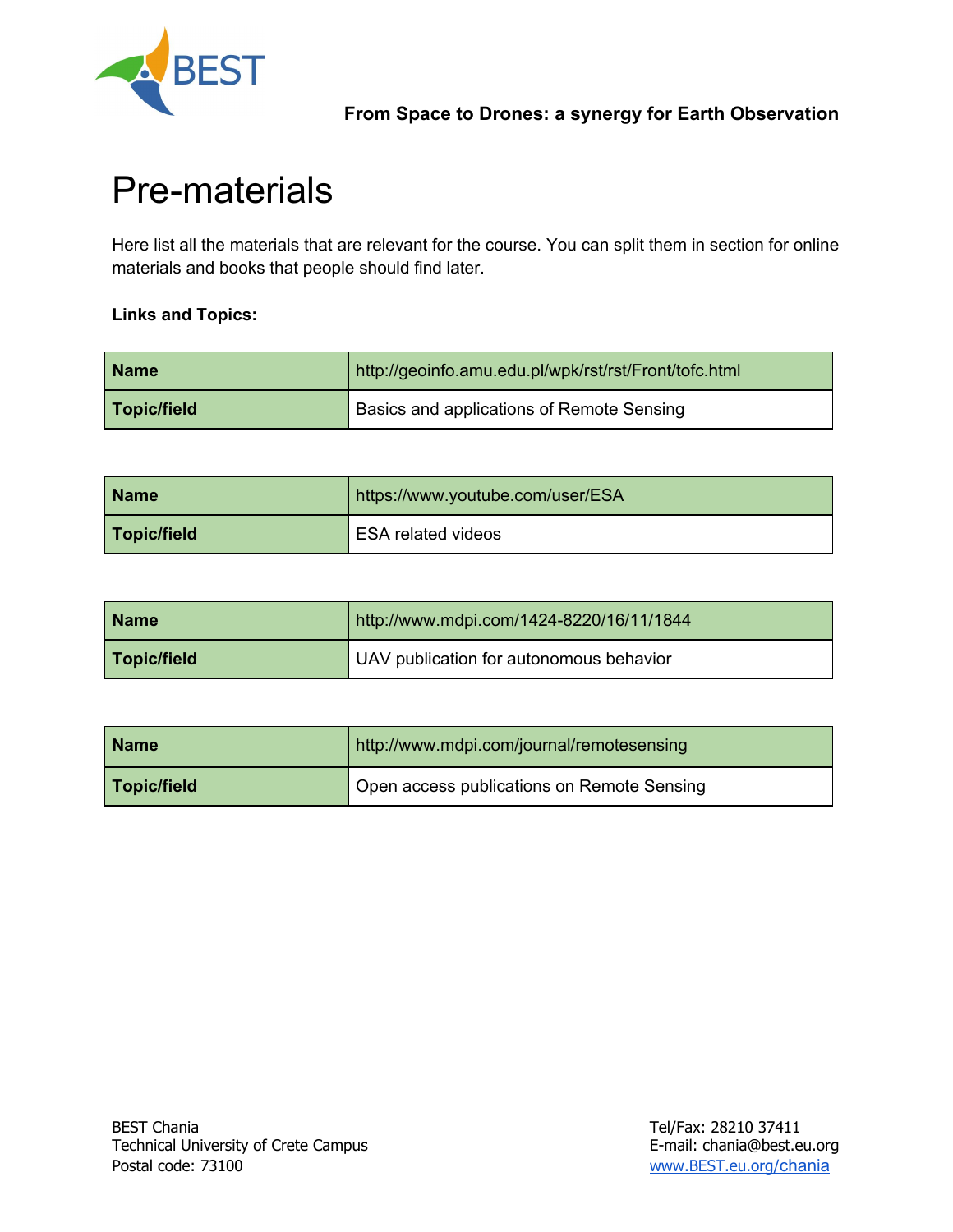# Pre-materials

Here list all the materials that are relevant for the course. You can split them in section for online materials and books that people should find later.

**Links and Topics:**

| | |
|---|---|
| **Name** | http://geoinfo.amu.edu.pl/wpk/rst/rst/Front/tofc.html |
| **Topic/field** | Basics and applications of Remote Sensing |

| | |
|---|---|
| **Name** | https://www.youtube.com/user/ESA |
| **Topic/field** | ESA related videos |

| | |
|---|---|
| **Name** | http://www.mdpi.com/1424-8220/16/11/1844 |
| **Topic/field** | UAV publication for autonomous behavior |

| | |
|---|---|
| **Name** | http://www.mdpi.com/journal/remotesensing |
| **Topic/field** | Open access publications on Remote Sensing |